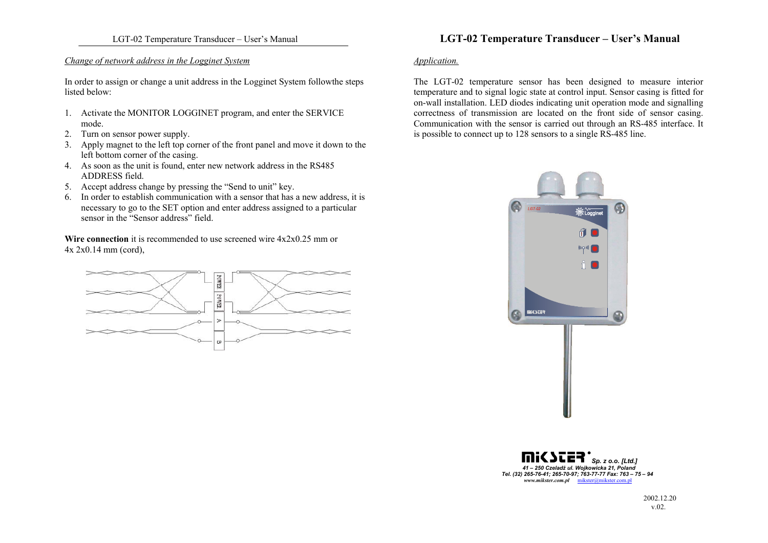## Change of network address in the Logginet System

In order to assign or change a unit address in the Logginet System followthe steps listed below:

1. Activate the MONITOR LOGGINET program, and enter the SERVICE mode.
2. Turn on sensor power supply.
3. Apply magnet to the left top corner of the front panel and move it down to the left bottom corner of the casing.
4. As soon as the unit is found, enter new network address in the RS485 ADDRESS field.
5. Accept address change by pressing the "Send to unit" key.
6. In order to establish communication with a sensor that has a new address, it is necessary to go to the SET option and enter address assigned to a particular sensor in the "Sensor address" field.

**Wire connection** it is recommended to use screened wire 4x2x0.25 mm or 4x 2x0.14 mm (cord),

POWER
POWER
A
B

# LGT-02 Temperature Transducer – User's Manual

## Application.

The LGT-02 temperature sensor has been designed to measure interior temperature and to signal logic state at control input. Sensor casing is fitted for on-wall installation. LED diodes indicating unit operation mode and signalling correctness of transmission are located on the front side of sensor casing. Communication with the sensor is carried out through an RS-485 interface. It is possible to connect up to 128 sensors to a single RS-485 line.

MIKSTER Sp. z o.o. [Ltd.]
41 – 250 Czeladź ul. Wojkowicka 21, Poland
Tel. (32) 265-76-41; 265-70-97; 763-77-77 Fax: 763 – 75 – 94
www.mikster.com.pl mikster@mikster.com.pl

2002.12.20
v.02.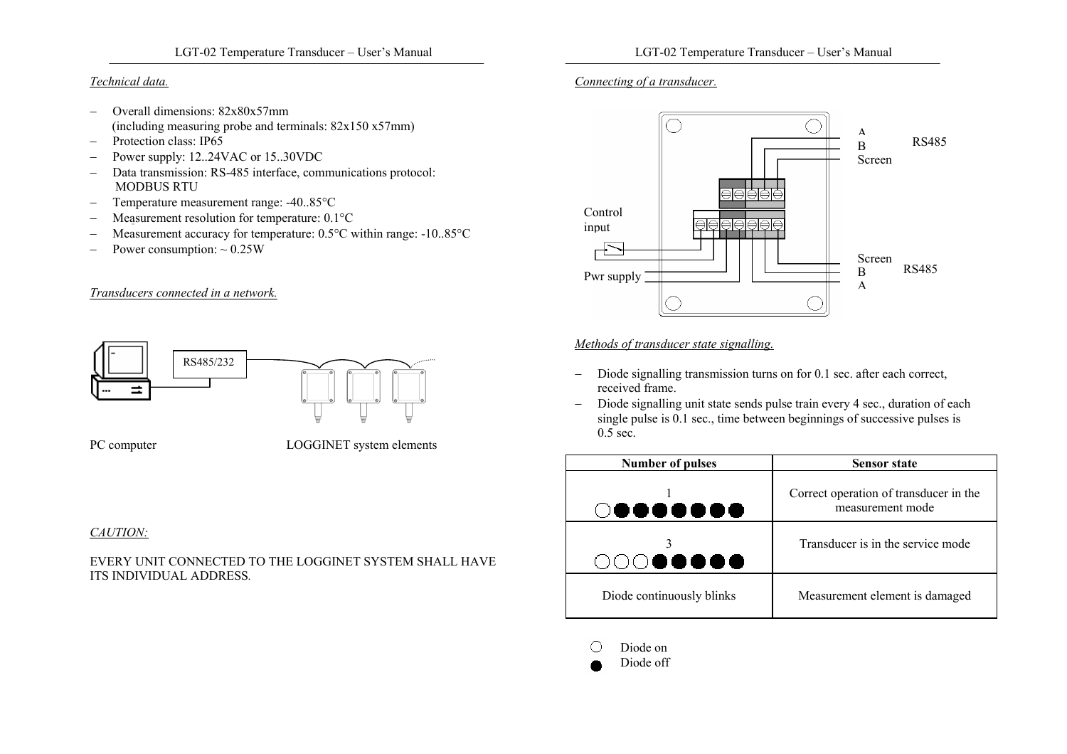*Technical data.*

- Overall dimensions: 82x80x57mm
  (including measuring probe and terminals: 82x150 x57mm)
- Protection class: IP65
- Power supply: 12..24VAC or 15..30VDC
- Data transmission: RS-485 interface, communications protocol: MODBUS RTU
- Temperature measurement range: -40..85°C
- Measurement resolution for temperature: 0.1°C
- Measurement accuracy for temperature: 0.5°C within range: -10..85°C
- Power consumption: ~ 0.25W

*Transducers connected in a network.*

RS485/232

PC computer

LOGGINET system elements

*CAUTION:*

EVERY UNIT CONNECTED TO THE LOGGINET SYSTEM SHALL HAVE ITS INDIVIDUAL ADDRESS.

*Connecting of a transducer.*

A
B
Screen
RS485

Control input

Pwr supply

Screen
B
A
RS485

*Methods of transducer state signalling.*

- Diode signalling transmission turns on for 0.1 sec. after each correct, received frame.
- Diode signalling unit state sends pulse train every 4 sec., duration of each single pulse is 0.1 sec., time between beginnings of successive pulses is 0.5 sec.

| Number of pulses | Sensor state |
|---|---|
| 1<br>○●●●●●●● | Correct operation of transducer in the measurement mode |
| 3<br>○○○●●●●● | Transducer is in the service mode |
| Diode continuously blinks | Measurement element is damaged |

○ Diode on
● Diode off